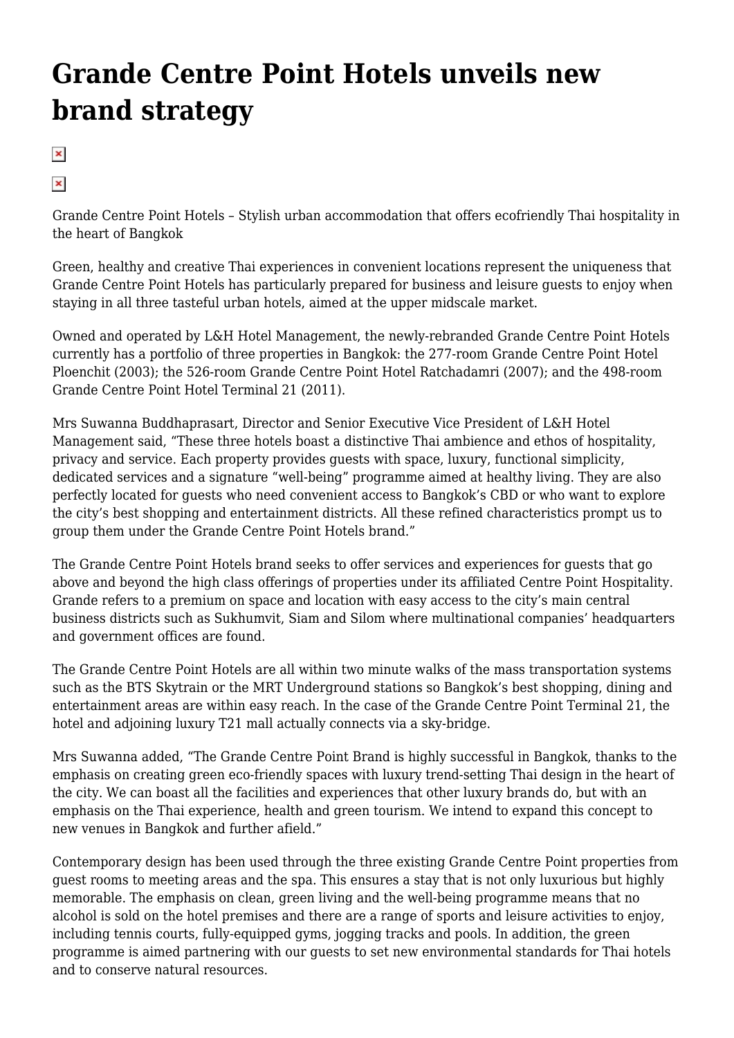# Grande Centre Point Hotels unveils new brand strategy

Grande Centre Point Hotels – Stylish urban accommodation that offers ecofriendly Thai hospitality in the heart of Bangkok

Green, healthy and creative Thai experiences in convenient locations represent the uniqueness that Grande Centre Point Hotels has particularly prepared for business and leisure guests to enjoy when staying in all three tasteful urban hotels, aimed at the upper midscale market.

Owned and operated by L&H Hotel Management, the newly-rebranded Grande Centre Point Hotels currently has a portfolio of three properties in Bangkok: the 277-room Grande Centre Point Hotel Ploenchit (2003); the 526-room Grande Centre Point Hotel Ratchadamri (2007); and the 498-room Grande Centre Point Hotel Terminal 21 (2011).

Mrs Suwanna Buddhaprasart, Director and Senior Executive Vice President of L&H Hotel Management said, "These three hotels boast a distinctive Thai ambience and ethos of hospitality, privacy and service. Each property provides guests with space, luxury, functional simplicity, dedicated services and a signature "well-being" programme aimed at healthy living. They are also perfectly located for guests who need convenient access to Bangkok's CBD or who want to explore the city's best shopping and entertainment districts. All these refined characteristics prompt us to group them under the Grande Centre Point Hotels brand."

The Grande Centre Point Hotels brand seeks to offer services and experiences for guests that go above and beyond the high class offerings of properties under its affiliated Centre Point Hospitality. Grande refers to a premium on space and location with easy access to the city's main central business districts such as Sukhumvit, Siam and Silom where multinational companies' headquarters and government offices are found.

The Grande Centre Point Hotels are all within two minute walks of the mass transportation systems such as the BTS Skytrain or the MRT Underground stations so Bangkok's best shopping, dining and entertainment areas are within easy reach. In the case of the Grande Centre Point Terminal 21, the hotel and adjoining luxury T21 mall actually connects via a sky-bridge.

Mrs Suwanna added, "The Grande Centre Point Brand is highly successful in Bangkok, thanks to the emphasis on creating green eco-friendly spaces with luxury trend-setting Thai design in the heart of the city. We can boast all the facilities and experiences that other luxury brands do, but with an emphasis on the Thai experience, health and green tourism. We intend to expand this concept to new venues in Bangkok and further afield."

Contemporary design has been used through the three existing Grande Centre Point properties from guest rooms to meeting areas and the spa. This ensures a stay that is not only luxurious but highly memorable. The emphasis on clean, green living and the well-being programme means that no alcohol is sold on the hotel premises and there are a range of sports and leisure activities to enjoy, including tennis courts, fully-equipped gyms, jogging tracks and pools. In addition, the green programme is aimed partnering with our guests to set new environmental standards for Thai hotels and to conserve natural resources.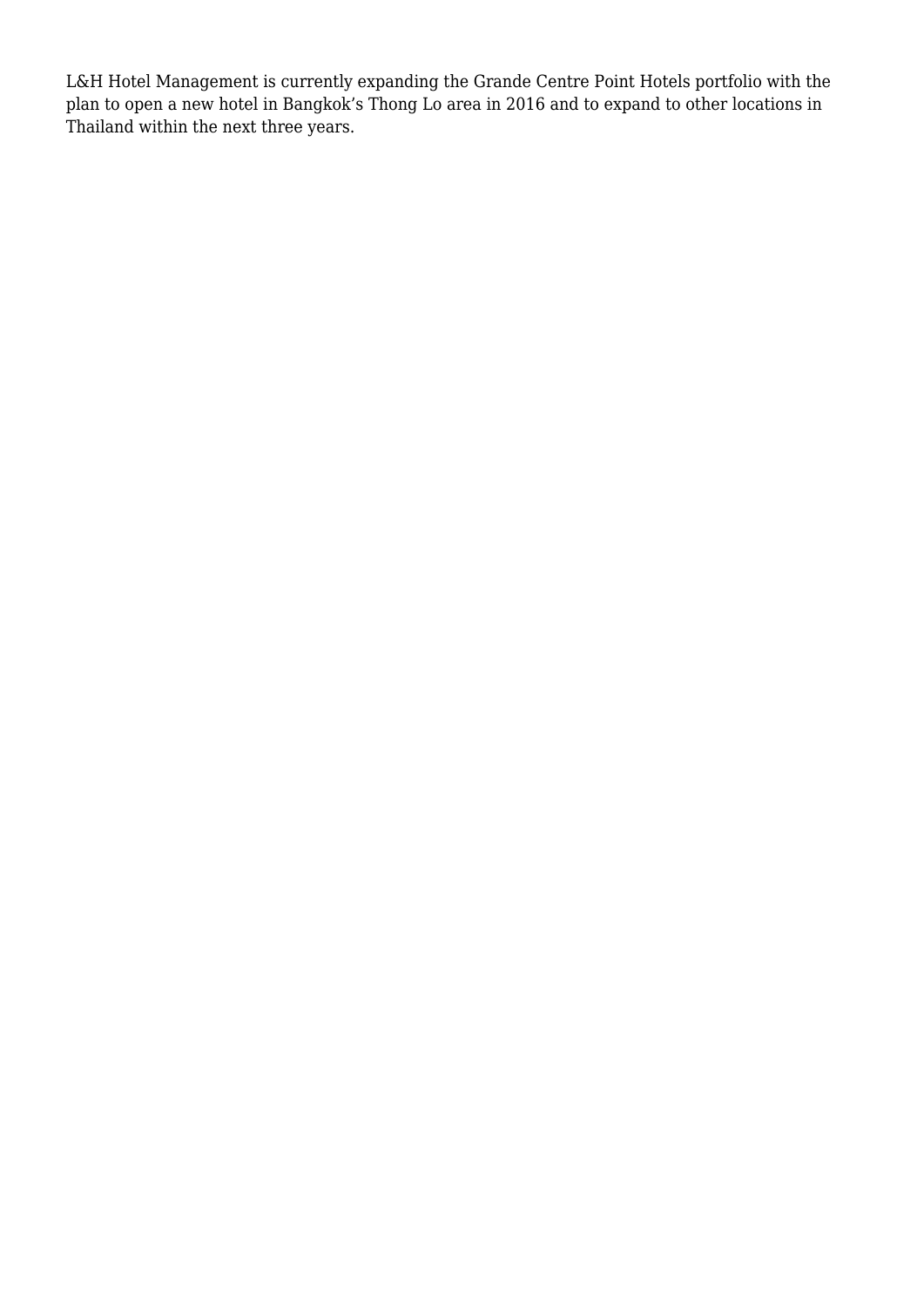L&H Hotel Management is currently expanding the Grande Centre Point Hotels portfolio with the plan to open a new hotel in Bangkok's Thong Lo area in 2016 and to expand to other locations in Thailand within the next three years.